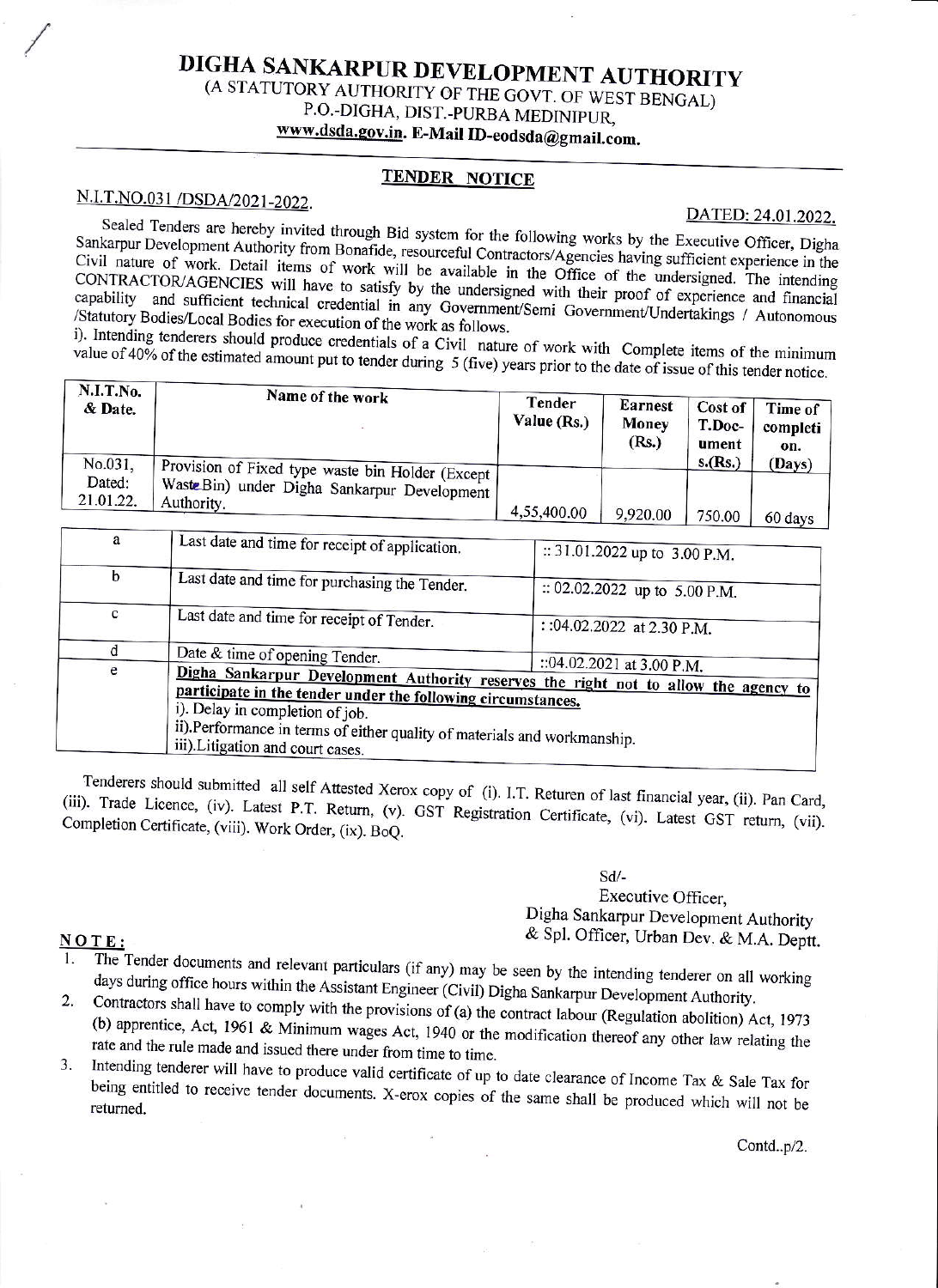# DIGHA SANKARPUR DEVELOPMENT AUTHORITY

(A STATUTORY AUTHORITY OF THE GOVT. OF WEST BENGAL)
P.O.-DIGHA, DIST.-PURBA MEDINIPUR,
**www.dsda.gov.in. E-Mail ID-eodsda@gmail.com.**

## TENDER NOTICE

N.I.T.NO.031 /DSDA/2021-2022.

DATED: 24.01.2022.

Sealed Tenders are hereby invited through Bid system for the following works by the Executive Officer, Digha Sankarpur Development Authority from Bonafide, resourceful Contractors/Agencies having sufficient experience in the Civil nature of work. Detail items of work will be available in the Office of the undersigned. The intending CONTRACTOR/AGENCIES will have to satisfy by the undersigned with their proof of experience and financial capability and sufficient technical credential in any Government/Semi Government/Undertakings / Autonomous /Statutory Bodies/Local Bodies for execution of the work as follows.

i). Intending tenderers should produce credentials of a Civil nature of work with Complete items of the minimum value of 40% of the estimated amount put to tender during 5 (five) years prior to the date of issue of this tender notice.

| N.I.T.No. & Date. | Name of the work | Tender Value (Rs.) | Earnest Money (Rs.) | Cost of T.Doc-uments.(Rs.) | Time of completion. (Days) |
|---|---|---|---|---|---|
| No.031, Dated: 21.01.22. | Provision of Fixed type waste bin Holder (Except Waste Bin) under Digha Sankarpur Development Authority. | 4,55,400.00 | 9,920.00 | 750.00 | 60 days |

| | | |
|---|---|---|
| a | Last date and time for receipt of application. | :: 31.01.2022 up to 3.00 P.M. |
| b | Last date and time for purchasing the Tender. | :: 02.02.2022 up to 5.00 P.M. |
| c | Last date and time for receipt of Tender. | : :04.02.2022 at 2.30 P.M. |
| d | Date & time of opening Tender. | ::04.02.2021 at 3.00 P.M. |
| e | **Digha Sankarpur Development Authority reserves the right not to allow the agency to participate in the tender under the following circumstances.** i). Delay in completion of job. ii).Performance in terms of either quality of materials and workmanship. iii).Litigation and court cases. | |

Tenderers should submitted all self Attested Xerox copy of (i). I.T. Returen of last financial year, (ii). Pan Card, (iii). Trade Licence, (iv). Latest P.T. Return, (v). GST Registration Certificate, (vi). Latest GST return, (vii). Completion Certificate, (viii). Work Order, (ix). BoQ.

Sd/-
Executive Officer,
Digha Sankarpur Development Authority
& Spl. Officer, Urban Dev. & M.A. Deptt.

**NOTE:**

1. The Tender documents and relevant particulars (if any) may be seen by the intending tenderer on all working days during office hours within the Assistant Engineer (Civil) Digha Sankarpur Development Authority.
2. Contractors shall have to comply with the provisions of (a) the contract labour (Regulation abolition) Act, 1973 (b) apprentice, Act, 1961 & Minimum wages Act, 1940 or the modification thereof any other law relating the rate and the rule made and issued there under from time to time.
3. Intending tenderer will have to produce valid certificate of up to date clearance of Income Tax & Sale Tax for being entitled to receive tender documents. X-erox copies of the same shall be produced which will not be returned.

Contd..p/2.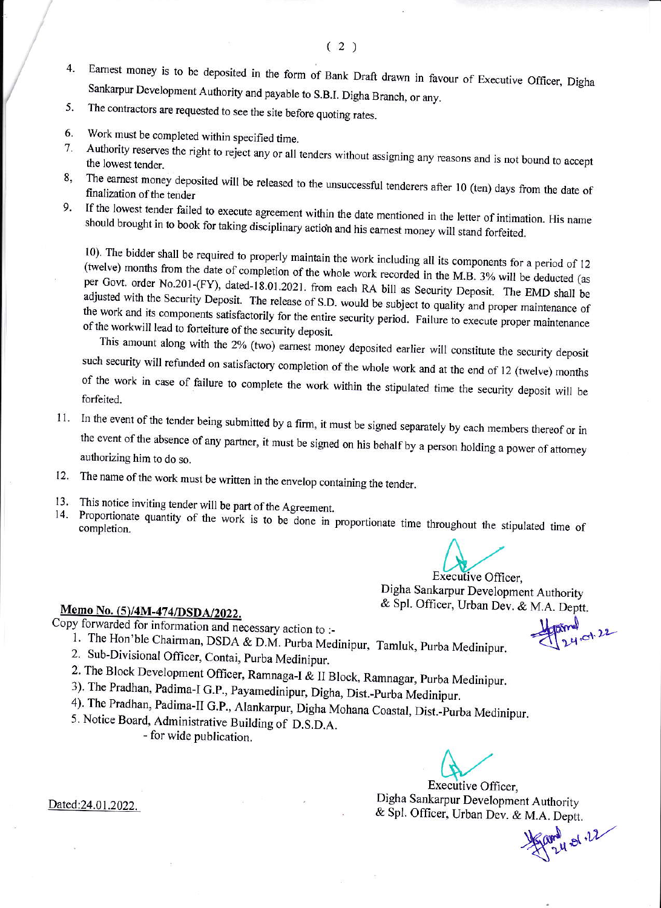4. Earnest money is to be deposited in the form of Bank Draft drawn in favour of Executive Officer, Digha Sankarpur Development Authority and payable to S.B.I. Digha Branch, or any.
5. The contractors are requested to see the site before quoting rates.
6. Work must be completed within specified time.
7. Authority reserves the right to reject any or all tenders without assigning any reasons and is not bound to accept the lowest tender.
8. The earnest money deposited will be released to the unsuccessful tenderers after 10 (ten) days from the date of finalization of the tender
9. If the lowest tender failed to execute agreement within the date mentioned in the letter of intimation. His name should brought in to book for taking disciplinary action and his earnest money will stand forfeited.

10). The bidder shall be required to properly maintain the work including all its components for a period of 12 (twelve) months from the date of completion of the whole work recorded in the M.B. 3% will be deducted (as per Govt. order No.201-(FY), dated-18.01.2021. from each RA bill as Security Deposit. The EMD shall be adjusted with the Security Deposit. The release of S.D. would be subject to quality and proper maintenance of the work and its components satisfactorily for the entire security period. Failure to execute proper maintenance of the workwill lead to forfeiture of the security deposit.

This amount along with the 2% (two) earnest money deposited earlier will constitute the security deposit such security will refunded on satisfactory completion of the whole work and at the end of 12 (twelve) months of the work in case of failure to complete the work within the stipulated time the security deposit will be forfeited.

11. In the event of the tender being submitted by a firm, it must be signed separately by each members thereof or in the event of the absence of any partner, it must be signed on his behalf by a person holding a power of attorney authorizing him to do so.
12. The name of the work must be written in the envelop containing the tender.
13. This notice inviting tender will be part of the Agreement.
14. Proportionate quantity of the work is to be done in proportionate time throughout the stipulated time of completion.

Executive Officer,
Digha Sankarpur Development Authority
& Spl. Officer, Urban Dev. & M.A. Deptt.
24.01.22

**Memo No. (5)/4M-474/DSDA/2022.**

Copy forwarded for information and necessary action to :-

1. The Hon'ble Chairman, DSDA & D.M. Purba Medinipur, Tamluk, Purba Medinipur.
2. Sub-Divisional Officer, Contai, Purba Medinipur.
2. The Block Development Officer, Ramnaga-I & II Block, Ramnagar, Purba Medinipur.
3). The Pradhan, Padima-I G.P., Payamedinipur, Digha, Dist.-Purba Medinipur.
4). The Pradhan, Padima-II G.P., Alankarpur, Digha Mohana Coastal, Dist.-Purba Medinipur.
5. Notice Board, Administrative Building of D.S.D.A.
   - for wide publication.

Executive Officer,
Digha Sankarpur Development Authority
& Spl. Officer, Urban Dev. & M.A. Deptt.
24.01.22

Dated:24.01.2022.